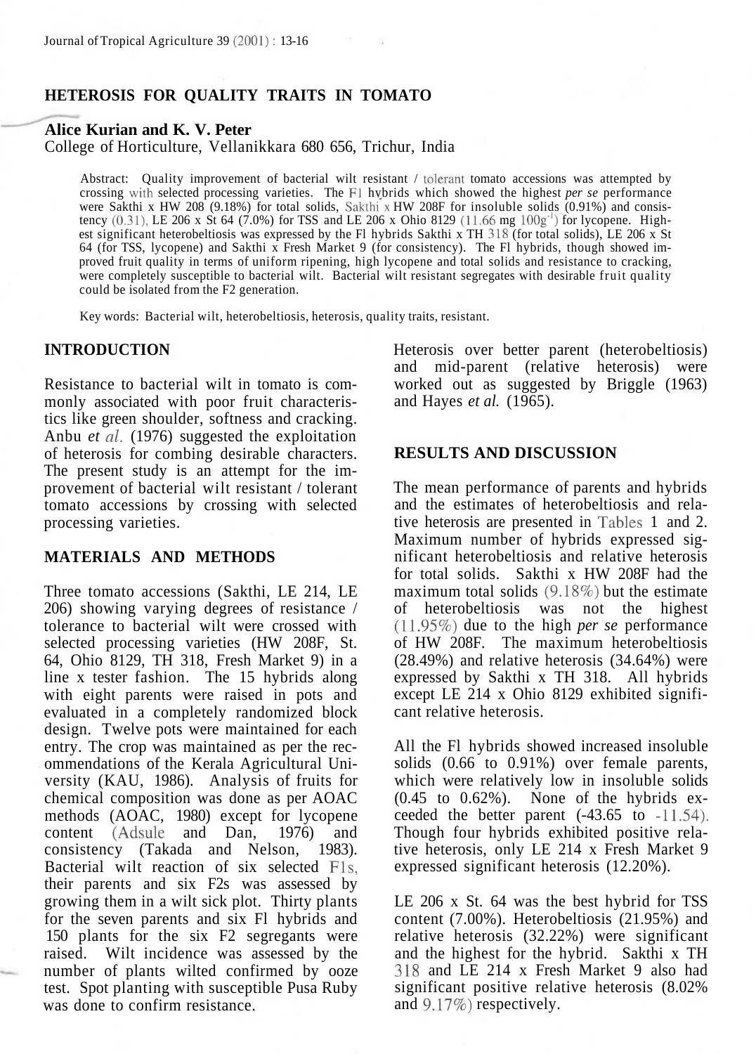# HETEROSIS FOR QUALITY TRAITS IN TOMATO

**Alice Kurian and K. V. Peter**
College of Horticulture, Vellanikkara 680 656, Trichur, India

Abstract: Quality improvement of bacterial wilt resistant / tolerant tomato accessions was attempted by crossing with selected processing varieties. The Fl hybrids which showed the highest *per se* performance were Sakthi x HW 208 (9.18%) for total solids, Sakthi x HW 208F for insoluble solids (0.91%) and consistency (0.31), LE 206 x St 64 (7.0%) for TSS and LE 206 x Ohio 8129 (11.66 mg $100g^{-1}$) for lycopene. Highest significant heterobeltiosis was expressed by the Fl hybrids Sakthi x TH 318 (for total solids), LE 206 x St 64 (for TSS, lycopene) and Sakthi x Fresh Market 9 (for consistency). The Fl hybrids, though showed improved fruit quality in terms of uniform ripening, high lycopene and total solids and resistance to cracking, were completely susceptible to bacterial wilt. Bacterial wilt resistant segregates with desirable fruit quality could be isolated from the F2 generation.

Key words: Bacterial wilt, heterobeltiosis, heterosis, quality traits, resistant.

## INTRODUCTION

Resistance to bacterial wilt in tomato is commonly associated with poor fruit characteristics like green shoulder, softness and cracking. Anbu *et al.* (1976) suggested the exploitation of heterosis for combing desirable characters. The present study is an attempt for the improvement of bacterial wilt resistant / tolerant tomato accessions by crossing with selected processing varieties.

## MATERIALS AND METHODS

Three tomato accessions (Sakthi, LE 214, LE 206) showing varying degrees of resistance / tolerance to bacterial wilt were crossed with selected processing varieties (HW 208F, St. 64, Ohio 8129, TH 318, Fresh Market 9) in a line x tester fashion. The 15 hybrids along with eight parents were raised in pots and evaluated in a completely randomized block design. Twelve pots were maintained for each entry. The crop was maintained as per the recommendations of the Kerala Agricultural University (KAU, 1986). Analysis of fruits for chemical composition was done as per AOAC methods (AOAC, 1980) except for lycopene content (Adsule and Dan, 1976) and consistency (Takada and Nelson, 1983). Bacterial wilt reaction of six selected Fls, their parents and six F2s was assessed by growing them in a wilt sick plot. Thirty plants for the seven parents and six Fl hybrids and 150 plants for the six F2 segregants were raised. Wilt incidence was assessed by the number of plants wilted confirmed by ooze test. Spot planting with susceptible Pusa Ruby was done to confirm resistance.

Heterosis over better parent (heterobeltiosis) and mid-parent (relative heterosis) were worked out as suggested by Briggle (1963) and Hayes *et al.* (1965).

## RESULTS AND DISCUSSION

The mean performance of parents and hybrids and the estimates of heterobeltiosis and relative heterosis are presented in Tables 1 and 2. Maximum number of hybrids expressed significant heterobeltiosis and relative heterosis for total solids. Sakthi x HW 208F had the maximum total solids (9.18%) but the estimate of heterobeltiosis was not the highest (11.95%) due to the high *per se* performance of HW 208F. The maximum heterobeltiosis (28.49%) and relative heterosis (34.64%) were expressed by Sakthi x TH 318. All hybrids except LE 214 x Ohio 8129 exhibited significant relative heterosis.

All the Fl hybrids showed increased insoluble solids (0.66 to 0.91%) over female parents, which were relatively low in insoluble solids (0.45 to 0.62%). None of the hybrids exceeded the better parent (-43.65 to -11.54). Though four hybrids exhibited positive relative heterosis, only LE 214 x Fresh Market 9 expressed significant heterosis (12.20%).

LE 206 x St. 64 was the best hybrid for TSS content (7.00%). Heterobeltiosis (21.95%) and relative heterosis (32.22%) were significant and the highest for the hybrid. Sakthi x TH 318 and LE 214 x Fresh Market 9 also had significant positive relative heterosis (8.02% and 9.17%) respectively.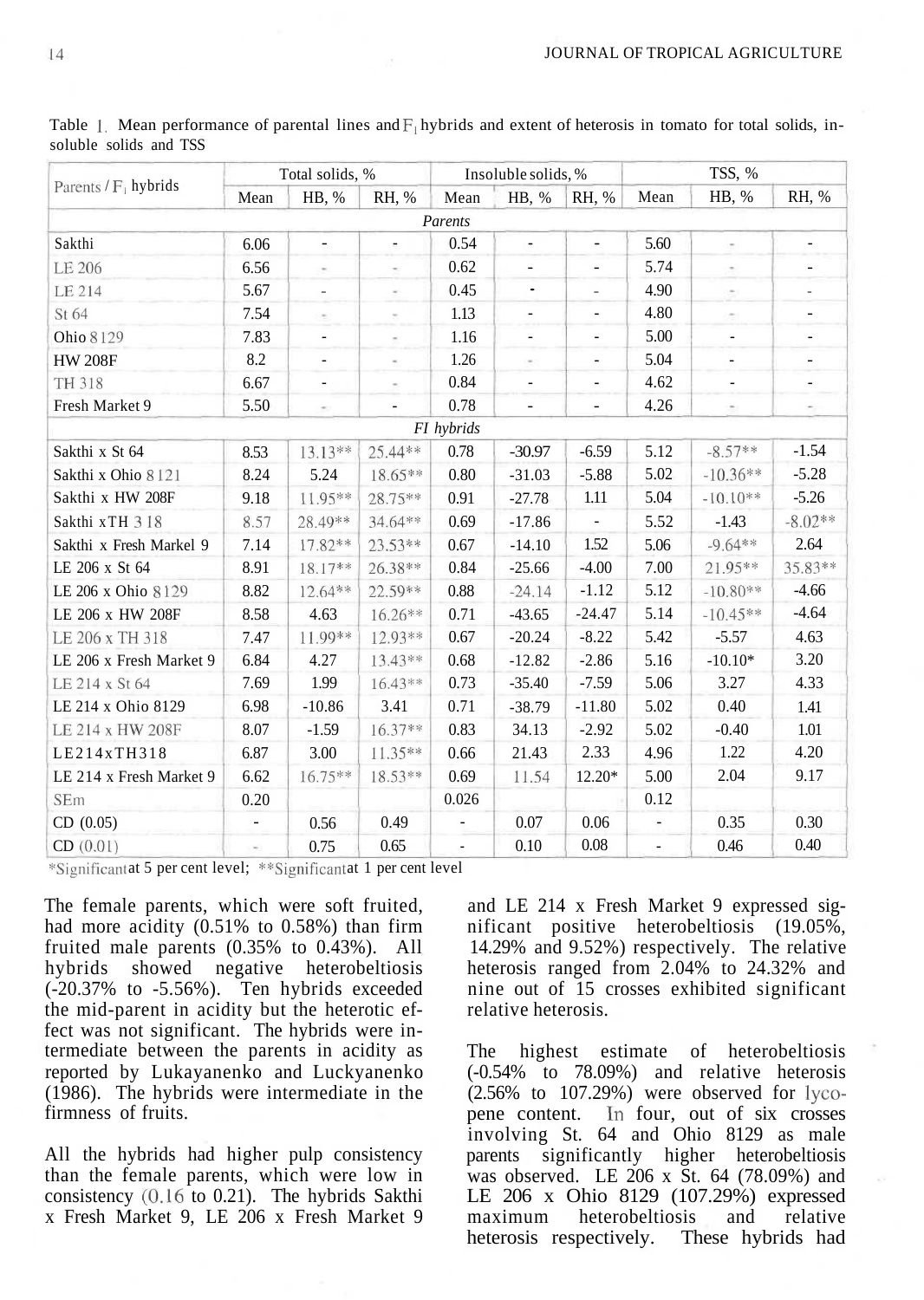Table 1. Mean performance of parental lines and $F_1$ hybrids and extent of heterosis in tomato for total solids, insoluble solids and TSS

| Parents / $F_1$ hybrids | Total solids, % | | | Insoluble solids, % | | | TSS, % | | |
|---|---|---|---|---|---|---|---|---|---|
| | Mean | HB, % | RH, % | Mean | HB, % | RH, % | Mean | HB, % | RH, % |
| *Parents* | | | | | | | | | |
| Sakthi | 6.06 | - | - | 0.54 | - | - | 5.60 | - | - |
| LE 206 | 6.56 | - | - | 0.62 | - | - | 5.74 | - | - |
| LE 214 | 5.67 | - | - | 0.45 | - | - | 4.90 | - | - |
| St 64 | 7.54 | - | - | 1.13 | - | - | 4.80 | - | - |
| Ohio 8129 | 7.83 | - | - | 1.16 | - | - | 5.00 | - | - |
| HW 208F | 8.2 | - | - | 1.26 | - | - | 5.04 | - | - |
| TH 318 | 6.67 | - | - | 0.84 | - | - | 4.62 | - | - |
| Fresh Market 9 | 5.50 | - | - | 0.78 | - | - | 4.26 | - | - |
| *FI hybrids* | | | | | | | | | |
| Sakthi x St 64 | 8.53 | 13.13** | 25.44** | 0.78 | -30.97 | -6.59 | 5.12 | -8.57** | -1.54 |
| Sakthi x Ohio 8121 | 8.24 | 5.24 | 18.65** | 0.80 | -31.03 | -5.88 | 5.02 | -10.36** | -5.28 |
| Sakthi x HW 208F | 9.18 | 11.95** | 28.75** | 0.91 | -27.78 | 1.11 | 5.04 | -10.10** | -5.26 |
| Sakthi xTH 318 | 8.57 | 28.49** | 34.64** | 0.69 | -17.86 | - | 5.52 | -1.43 | -8.02** |
| Sakthi x Fresh Markel 9 | 7.14 | 17.82** | 23.53** | 0.67 | -14.10 | 1.52 | 5.06 | -9.64** | 2.64 |
| LE 206 x St 64 | 8.91 | 18.17** | 26.38** | 0.84 | -25.66 | -4.00 | 7.00 | 21.95** | 35.83** |
| LE 206 x Ohio 8129 | 8.82 | 12.64** | 22.59** | 0.88 | -24.14 | -1.12 | 5.12 | -10.80** | -4.66 |
| LE 206 x HW 208F | 8.58 | 4.63 | 16.26** | 0.71 | -43.65 | -24.47 | 5.14 | -10.45** | -4.64 |
| LE 206 x TH 318 | 7.47 | 11.99** | 12.93** | 0.67 | -20.24 | -8.22 | 5.42 | -5.57 | 4.63 |
| LE 206 x Fresh Market 9 | 6.84 | 4.27 | 13.43** | 0.68 | -12.82 | -2.86 | 5.16 | -10.10* | 3.20 |
| LE 214 x St 64 | 7.69 | 1.99 | 16.43** | 0.73 | -35.40 | -7.59 | 5.06 | 3.27 | 4.33 |
| LE 214 x Ohio 8129 | 6.98 | -10.86 | 3.41 | 0.71 | -38.79 | -11.80 | 5.02 | 0.40 | 1.41 |
| LE 214 x HW 208F | 8.07 | -1.59 | 16.37** | 0.83 | 34.13 | -2.92 | 5.02 | -0.40 | 1.01 |
| LE214xTH318 | 6.87 | 3.00 | 11.35** | 0.66 | 21.43 | 2.33 | 4.96 | 1.22 | 4.20 |
| LE 214 x Fresh Market 9 | 6.62 | 16.75** | 18.53** | 0.69 | 11.54 | 12.20* | 5.00 | 2.04 | 9.17 |
| SEm | 0.20 | | | 0.026 | | | 0.12 | | |
| CD (0.05) | - | 0.56 | 0.49 | - | 0.07 | 0.06 | - | 0.35 | 0.30 |
| CD (0.01) | - | 0.75 | 0.65 | - | 0.10 | 0.08 | - | 0.46 | 0.40 |

*Significant at 5 per cent level; **Significant at 1 per cent level

The female parents, which were soft fruited, had more acidity (0.51% to 0.58%) than firm fruited male parents (0.35% to 0.43%). All hybrids showed negative heterobeltiosis (-20.37% to -5.56%). Ten hybrids exceeded the mid-parent in acidity but the heterotic effect was not significant. The hybrids were intermediate between the parents in acidity as reported by Lukayanenko and Luckyanenko (1986). The hybrids were intermediate in the firmness of fruits.

All the hybrids had higher pulp consistency than the female parents, which were low in consistency (0.16 to 0.21). The hybrids Sakthi x Fresh Market 9, LE 206 x Fresh Market 9 and LE 214 x Fresh Market 9 expressed significant positive heterobeltiosis (19.05%, 14.29% and 9.52%) respectively. The relative heterosis ranged from 2.04% to 24.32% and nine out of 15 crosses exhibited significant relative heterosis.

The highest estimate of heterobeltiosis (-0.54% to 78.09%) and relative heterosis (2.56% to 107.29%) were observed for lycopene content. In four, out of six crosses involving St. 64 and Ohio 8129 as male parents significantly higher heterobeltiosis was observed. LE 206 x St. 64 (78.09%) and LE 206 x Ohio 8129 (107.29%) expressed maximum heterobeltiosis and relative heterosis respectively. These hybrids had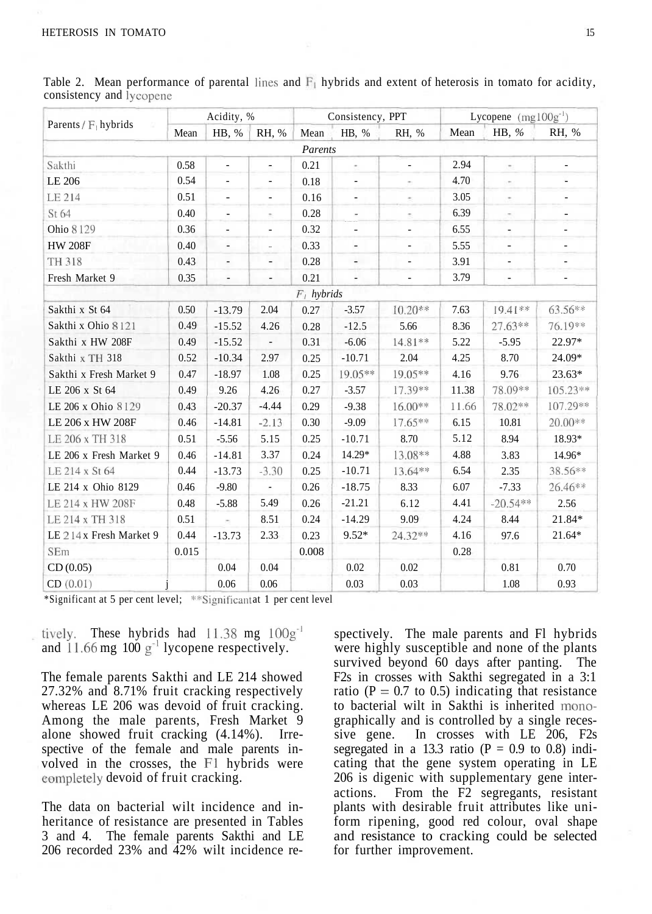Table 2. Mean performance of parental lines and $F_1$ hybrids and extent of heterosis in tomato for acidity, consistency and lycopene

| Parents / $F_1$ hybrids | Acidity, % | | | Consistency, PPT | | | Lycopene (mg $100g^{-1}$) | | |
|---|---|---|---|---|---|---|---|---|---|
| | Mean | HB, % | RH, % | Mean | HB, % | RH, % | Mean | HB, % | RH, % |
| *Parents* | | | | | | | | | |
| Sakthi | 0.58 | - | - | 0.21 | - | - | 2.94 | - | - |
| LE 206 | 0.54 | - | - | 0.18 | - | - | 4.70 | - | - |
| LE 214 | 0.51 | - | - | 0.16 | - | - | 3.05 | - | - |
| St 64 | 0.40 | - | - | 0.28 | - | - | 6.39 | - | - |
| Ohio 8129 | 0.36 | - | - | 0.32 | - | - | 6.55 | - | - |
| HW 208F | 0.40 | - | - | 0.33 | - | - | 5.55 | - | - |
| TH 318 | 0.43 | - | - | 0.28 | - | - | 3.91 | - | - |
| Fresh Market 9 | 0.35 | - | - | 0.21 | - | - | 3.79 | - | - |
| *$F_1$ hybrids* | | | | | | | | | |
| Sakthi x St 64 | 0.50 | -13.79 | 2.04 | 0.27 | -3.57 | 10.20** | 7.63 | 19.41** | 63.56** |
| Sakthi x Ohio 8121 | 0.49 | -15.52 | 4.26 | 0.28 | -12.5 | 5.66 | 8.36 | 27.63** | 76.19** |
| Sakthi x HW 208F | 0.49 | -15.52 | - | 0.31 | -6.06 | 14.81** | 5.22 | -5.95 | 22.97* |
| Sakthi x TH 318 | 0.52 | -10.34 | 2.97 | 0.25 | -10.71 | 2.04 | 4.25 | 8.70 | 24.09* |
| Sakthi x Fresh Market 9 | 0.47 | -18.97 | 1.08 | 0.25 | 19.05** | 19.05** | 4.16 | 9.76 | 23.63* |
| LE 206 x St 64 | 0.49 | 9.26 | 4.26 | 0.27 | -3.57 | 17.39** | 11.38 | 78.09** | 105.23** |
| LE 206 x Ohio 8129 | 0.43 | -20.37 | -4.44 | 0.29 | -9.38 | 16.00** | 11.66 | 78.02** | 107.29** |
| LE 206 x HW 208F | 0.46 | -14.81 | -2.13 | 0.30 | -9.09 | 17.65** | 6.15 | 10.81 | 20.00** |
| LE 206 x TH 318 | 0.51 | -5.56 | 5.15 | 0.25 | -10.71 | 8.70 | 5.12 | 8.94 | 18.93* |
| LE 206 x Fresh Market 9 | 0.46 | -14.81 | 3.37 | 0.24 | 14.29* | 13.08** | 4.88 | 3.83 | 14.96* |
| LE 214 x St 64 | 0.44 | -13.73 | -3.30 | 0.25 | -10.71 | 13.64** | 6.54 | 2.35 | 38.56** |
| LE 214 x Ohio 8129 | 0.46 | -9.80 | - | 0.26 | -18.75 | 8.33 | 6.07 | -7.33 | 26.46** |
| LE 214 x HW 208F | 0.48 | -5.88 | 5.49 | 0.26 | -21.21 | 6.12 | 4.41 | -20.54** | 2.56 |
| LE 214 x TH 318 | 0.51 | - | 8.51 | 0.24 | -14.29 | 9.09 | 4.24 | 8.44 | 21.84* |
| LE 214 x Fresh Market 9 | 0.44 | -13.73 | 2.33 | 0.23 | 9.52* | 24.32** | 4.16 | 97.6 | 21.64* |
| SEm | 0.015 | | | 0.008 | | | 0.28 | | |
| CD (0.05) | | 0.04 | 0.04 | | 0.02 | 0.02 | | 0.81 | 0.70 |
| CD (0.01) | | 0.06 | 0.06 | | 0.03 | 0.03 | | 1.08 | 0.93 |

*Significant at 5 per cent level; **Significant at 1 per cent level

tively. These hybrids had 11.38 mg $100g^{-1}$ and 11.66 mg 100 $g^{-1}$ lycopene respectively.

The female parents Sakthi and LE 214 showed 27.32% and 8.71% fruit cracking respectively whereas LE 206 was devoid of fruit cracking. Among the male parents, Fresh Market 9 alone showed fruit cracking (4.14%). Irrespective of the female and male parents involved in the crosses, the F1 hybrids were completely devoid of fruit cracking.

The data on bacterial wilt incidence and inheritance of resistance are presented in Tables 3 and 4. The female parents Sakthi and LE 206 recorded 23% and 42% wilt incidence respectively. The male parents and Fl hybrids were highly susceptible and none of the plants survived beyond 60 days after panting. The F2s in crosses with Sakthi segregated in a 3:1 ratio (P = 0.7 to 0.5) indicating that resistance to bacterial wilt in Sakthi is inherited monographically and is controlled by a single recessive gene. In crosses with LE 206, F2s segregated in a 13.3 ratio (P = 0.9 to 0.8) indicating that the gene system operating in LE 206 is digenic with supplementary gene interactions. From the F2 segregants, resistant plants with desirable fruit attributes like uniform ripening, good red colour, oval shape and resistance to cracking could be selected for further improvement.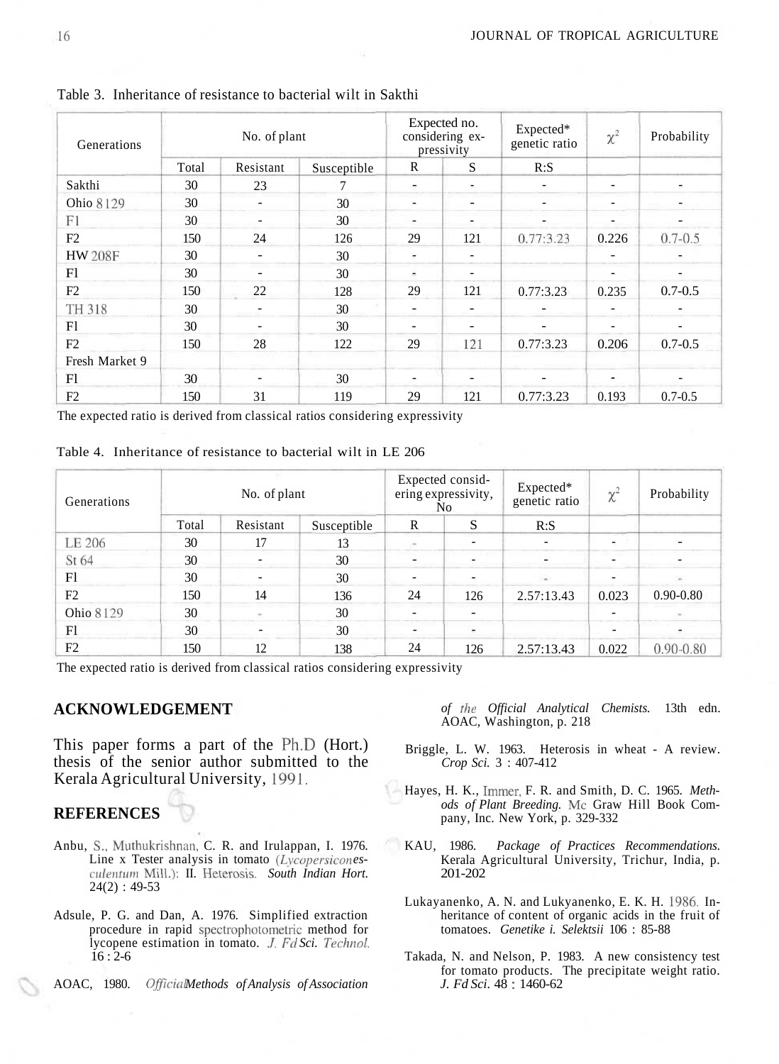Table 3. Inheritance of resistance to bacterial wilt in Sakthi

| Generations | No. of plant | | | Expected no. considering expressivity | | Expected* genetic ratio | $\chi^2$ | Probability |
|---|---|---|---|---|---|---|---|---|
| | Total | Resistant | Susceptible | R | S | R:S | | |
| Sakthi | 30 | 23 | 7 | - | - | - | - | - |
| Ohio 8129 | 30 | - | 30 | - | - | - | - | - |
| F1 | 30 | - | 30 | - | - | - | - | - |
| F2 | 150 | 24 | 126 | 29 | 121 | 0.77:3.23 | 0.226 | 0.7-0.5 |
| HW 208F | 30 | - | 30 | - | - | | - | - |
| Fl | 30 | - | 30 | - | - | | - | - |
| F2 | 150 | 22 | 128 | 29 | 121 | 0.77:3.23 | 0.235 | 0.7-0.5 |
| TH 318 | 30 | - | 30 | - | - | - | - | - |
| Fl | 30 | - | 30 | - | - | - | - | - |
| F2 | 150 | 28 | 122 | 29 | 121 | 0.77:3.23 | 0.206 | 0.7-0.5 |
| Fresh Market 9 | | | | | | | | |
| Fl | 30 | - | 30 | - | - | - | - | - |
| F2 | 150 | 31 | 119 | 29 | 121 | 0.77:3.23 | 0.193 | 0.7-0.5 |

The expected ratio is derived from classical ratios considering expressivity

Table 4. Inheritance of resistance to bacterial wilt in LE 206

| Generations | No. of plant | | | Expected considering expressivity, No | | Expected* genetic ratio | $\chi^2$ | Probability |
|---|---|---|---|---|---|---|---|---|
| | Total | Resistant | Susceptible | R | S | R:S | | |
| LE 206 | 30 | 17 | 13 | - | - | - | - | - |
| St 64 | 30 | - | 30 | - | - | - | - | - |
| Fl | 30 | - | 30 | - | - | - | - | - |
| F2 | 150 | 14 | 136 | 24 | 126 | 2.57:13.43 | 0.023 | 0.90-0.80 |
| Ohio 8129 | 30 | - | 30 | - | - | | - | - |
| Fl | 30 | - | 30 | - | - | | - | - |
| F2 | 150 | 12 | 138 | 24 | 126 | 2.57:13.43 | 0.022 | 0.90-0.80 |

The expected ratio is derived from classical ratios considering expressivity

## ACKNOWLEDGEMENT

This paper forms a part of the Ph.D (Hort.) thesis of the senior author submitted to the Kerala Agricultural University, 1991.

## REFERENCES

Anbu, S., Muthukrishnan, C. R. and Irulappan, I. 1976. Line x Tester analysis in tomato (*Lycopersicon esculentum* Mill.): II. Heterosis. *South Indian Hort.* 24(2) : 49-53

Adsule, P. G. and Dan, A. 1976. Simplified extraction procedure in rapid spectrophotometric method for lycopene estimation in tomato. *J. Fd Sci. Technol.* 16 : 2-6

AOAC, 1980. *Official Methods of Analysis of Association of the Official Analytical Chemists.* 13th edn. AOAC, Washington, p. 218

Briggle, L. W. 1963. Heterosis in wheat - A review. *Crop Sci.* 3 : 407-412

Hayes, H. K., Immer, F. R. and Smith, D. C. 1965. *Methods of Plant Breeding.* Mc Graw Hill Book Company, Inc. New York, p. 329-332

KAU, 1986. *Package of Practices Recommendations.* Kerala Agricultural University, Trichur, India, p. 201-202

Lukayanenko, A. N. and Lukyanenko, E. K. H. 1986. Inheritance of content of organic acids in the fruit of tomatoes. *Genetike i. Selektsii* 106 : 85-88

Takada, N. and Nelson, P. 1983. A new consistency test for tomato products. The precipitate weight ratio. *J. Fd Sci.* 48 : 1460-62